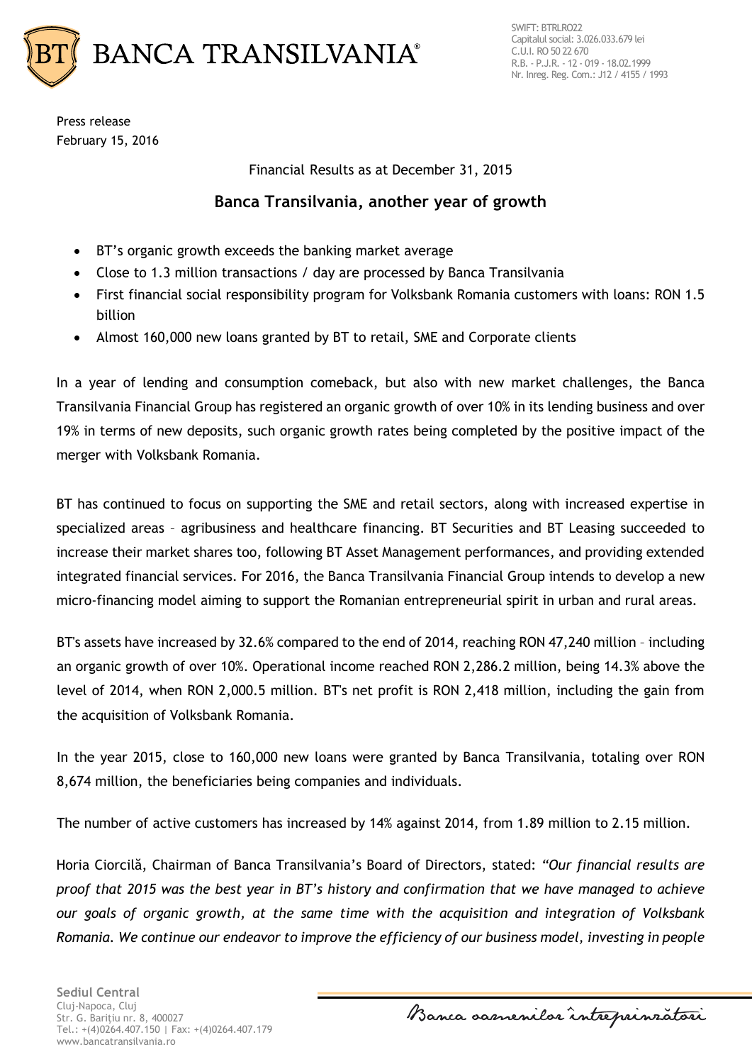Press release
February 15, 2016

Financial Results as at December 31, 2015

## Banca Transilvania, another year of growth

- BT's organic growth exceeds the banking market average
- Close to 1.3 million transactions / day are processed by Banca Transilvania
- First financial social responsibility program for Volksbank Romania customers with loans: RON 1.5 billion
- Almost 160,000 new loans granted by BT to retail, SME and Corporate clients

In a year of lending and consumption comeback, but also with new market challenges, the Banca Transilvania Financial Group has registered an organic growth of over 10% in its lending business and over 19% in terms of new deposits, such organic growth rates being completed by the positive impact of the merger with Volksbank Romania.

BT has continued to focus on supporting the SME and retail sectors, along with increased expertise in specialized areas – agribusiness and healthcare financing. BT Securities and BT Leasing succeeded to increase their market shares too, following BT Asset Management performances, and providing extended integrated financial services. For 2016, the Banca Transilvania Financial Group intends to develop a new micro-financing model aiming to support the Romanian entrepreneurial spirit in urban and rural areas.

BT's assets have increased by 32.6% compared to the end of 2014, reaching RON 47,240 million – including an organic growth of over 10%. Operational income reached RON 2,286.2 million, being 14.3% above the level of 2014, when RON 2,000.5 million. BT's net profit is RON 2,418 million, including the gain from the acquisition of Volksbank Romania.

In the year 2015, close to 160,000 new loans were granted by Banca Transilvania, totaling over RON 8,674 million, the beneficiaries being companies and individuals.

The number of active customers has increased by 14% against 2014, from 1.89 million to 2.15 million.

Horia Ciorcilă, Chairman of Banca Transilvania's Board of Directors, stated: *"Our financial results are proof that 2015 was the best year in BT's history and confirmation that we have managed to achieve our goals of organic growth, at the same time with the acquisition and integration of Volksbank Romania. We continue our endeavor to improve the efficiency of our business model, investing in people*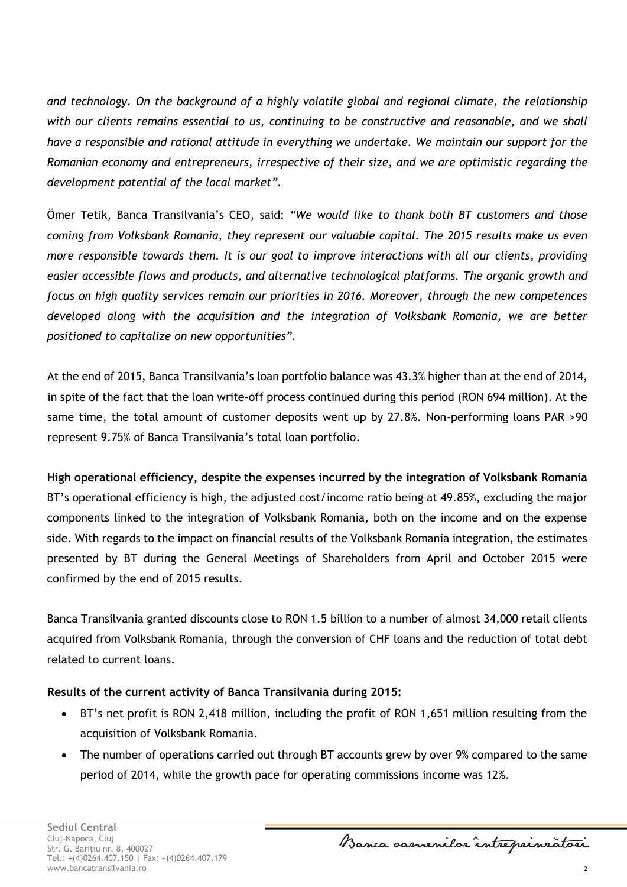*and technology. On the background of a highly volatile global and regional climate, the relationship with our clients remains essential to us, continuing to be constructive and reasonable, and we shall have a responsible and rational attitude in everything we undertake. We maintain our support for the Romanian economy and entrepreneurs, irrespective of their size, and we are optimistic regarding the development potential of the local market".*

Ömer Tetik, Banca Transilvania's CEO, said: *"We would like to thank both BT customers and those coming from Volksbank Romania, they represent our valuable capital. The 2015 results make us even more responsible towards them. It is our goal to improve interactions with all our clients, providing easier accessible flows and products, and alternative technological platforms. The organic growth and focus on high quality services remain our priorities in 2016. Moreover, through the new competences developed along with the acquisition and the integration of Volksbank Romania, we are better positioned to capitalize on new opportunities".*

At the end of 2015, Banca Transilvania's loan portfolio balance was 43.3% higher than at the end of 2014, in spite of the fact that the loan write-off process continued during this period (RON 694 million). At the same time, the total amount of customer deposits went up by 27.8%. Non-performing loans PAR >90 represent 9.75% of Banca Transilvania's total loan portfolio.

**High operational efficiency, despite the expenses incurred by the integration of Volksbank Romania**
BT's operational efficiency is high, the adjusted cost/income ratio being at 49.85%, excluding the major components linked to the integration of Volksbank Romania, both on the income and on the expense side. With regards to the impact on financial results of the Volksbank Romania integration, the estimates presented by BT during the General Meetings of Shareholders from April and October 2015 were confirmed by the end of 2015 results.

Banca Transilvania granted discounts close to RON 1.5 billion to a number of almost 34,000 retail clients acquired from Volksbank Romania, through the conversion of CHF loans and the reduction of total debt related to current loans.

**Results of the current activity of Banca Transilvania during 2015:**

- BT's net profit is RON 2,418 million, including the profit of RON 1,651 million resulting from the acquisition of Volksbank Romania.
- The number of operations carried out through BT accounts grew by over 9% compared to the same period of 2014, while the growth pace for operating commissions income was 12%.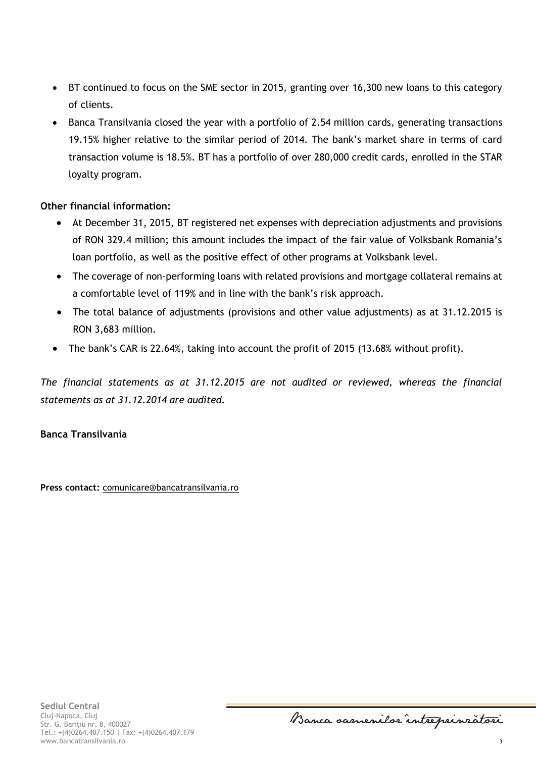- BT continued to focus on the SME sector in 2015, granting over 16,300 new loans to this category of clients.
- Banca Transilvania closed the year with a portfolio of 2.54 million cards, generating transactions 19.15% higher relative to the similar period of 2014. The bank's market share in terms of card transaction volume is 18.5%. BT has a portfolio of over 280,000 credit cards, enrolled in the STAR loyalty program.

**Other financial information:**

- At December 31, 2015, BT registered net expenses with depreciation adjustments and provisions of RON 329.4 million; this amount includes the impact of the fair value of Volksbank Romania's loan portfolio, as well as the positive effect of other programs at Volksbank level.
- The coverage of non-performing loans with related provisions and mortgage collateral remains at a comfortable level of 119% and in line with the bank's risk approach.
- The total balance of adjustments (provisions and other value adjustments) as at 31.12.2015 is RON 3,683 million.
- The bank's CAR is 22.64%, taking into account the profit of 2015 (13.68% without profit).

*The financial statements as at 31.12.2015 are not audited or reviewed, whereas the financial statements as at 31.12.2014 are audited.*

**Banca Transilvania**

**Press contact:** comunicare@bancatransilvania.ro